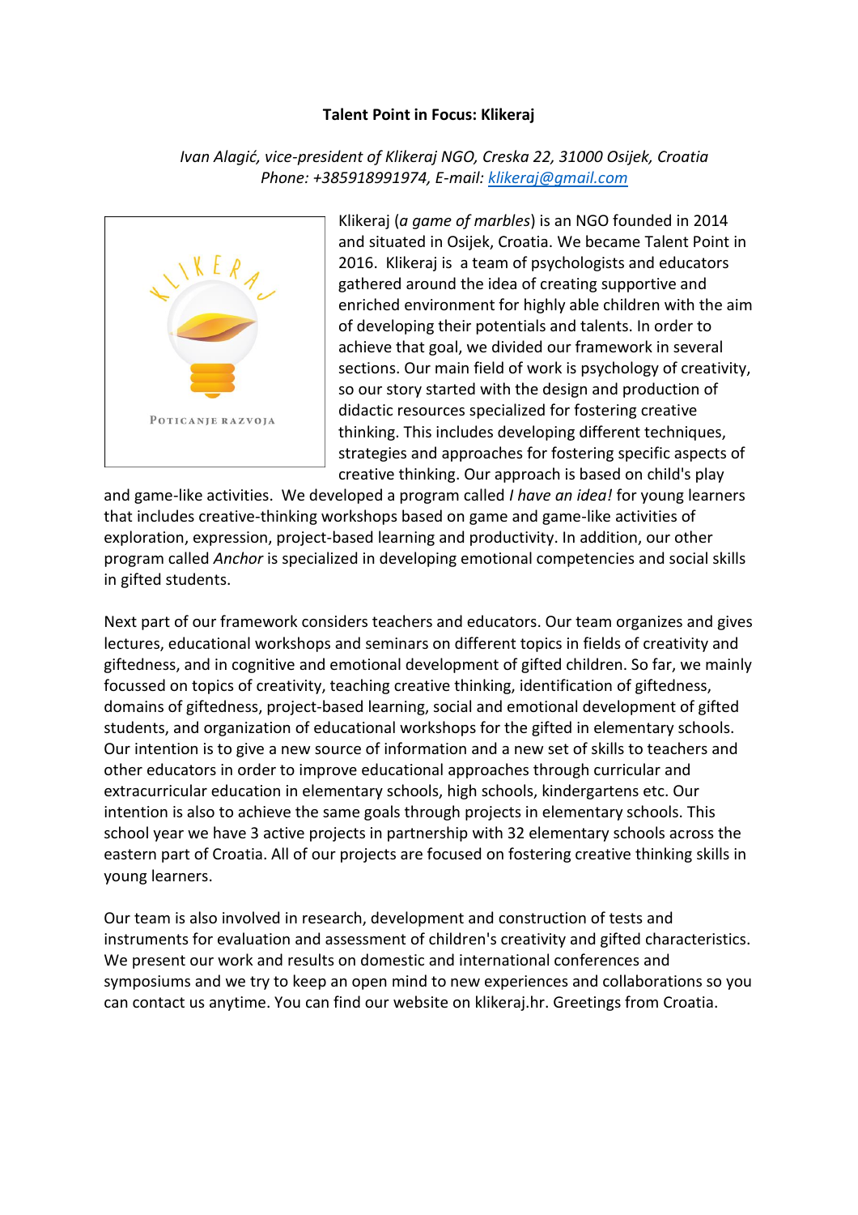**Talent Point in Focus: Klikeraj**

*Ivan Alagić, vice-president of Klikeraj NGO, Creska 22, 31000 Osijek, Croatia*
*Phone: +385918991974, E-mail: [klikeraj@gmail.com](mailto:klikeraj@gmail.com)*

KLIKERAJ

POTICANJE RAZVOJA

Klikeraj (*a game of marbles*) is an NGO founded in 2014 and situated in Osijek, Croatia. We became Talent Point in 2016. Klikeraj is a team of psychologists and educators gathered around the idea of creating supportive and enriched environment for highly able children with the aim of developing their potentials and talents. In order to achieve that goal, we divided our framework in several sections. Our main field of work is psychology of creativity, so our story started with the design and production of didactic resources specialized for fostering creative thinking. This includes developing different techniques, strategies and approaches for fostering specific aspects of creative thinking. Our approach is based on child's play and game-like activities. We developed a program called *I have an idea!* for young learners that includes creative-thinking workshops based on game and game-like activities of exploration, expression, project-based learning and productivity. In addition, our other program called *Anchor* is specialized in developing emotional competencies and social skills in gifted students.

Next part of our framework considers teachers and educators. Our team organizes and gives lectures, educational workshops and seminars on different topics in fields of creativity and giftedness, and in cognitive and emotional development of gifted children. So far, we mainly focussed on topics of creativity, teaching creative thinking, identification of giftedness, domains of giftedness, project-based learning, social and emotional development of gifted students, and organization of educational workshops for the gifted in elementary schools. Our intention is to give a new source of information and a new set of skills to teachers and other educators in order to improve educational approaches through curricular and extracurricular education in elementary schools, high schools, kindergartens etc. Our intention is also to achieve the same goals through projects in elementary schools. This school year we have 3 active projects in partnership with 32 elementary schools across the eastern part of Croatia. All of our projects are focused on fostering creative thinking skills in young learners.

Our team is also involved in research, development and construction of tests and instruments for evaluation and assessment of children's creativity and gifted characteristics. We present our work and results on domestic and international conferences and symposiums and we try to keep an open mind to new experiences and collaborations so you can contact us anytime. You can find our website on klikeraj.hr. Greetings from Croatia.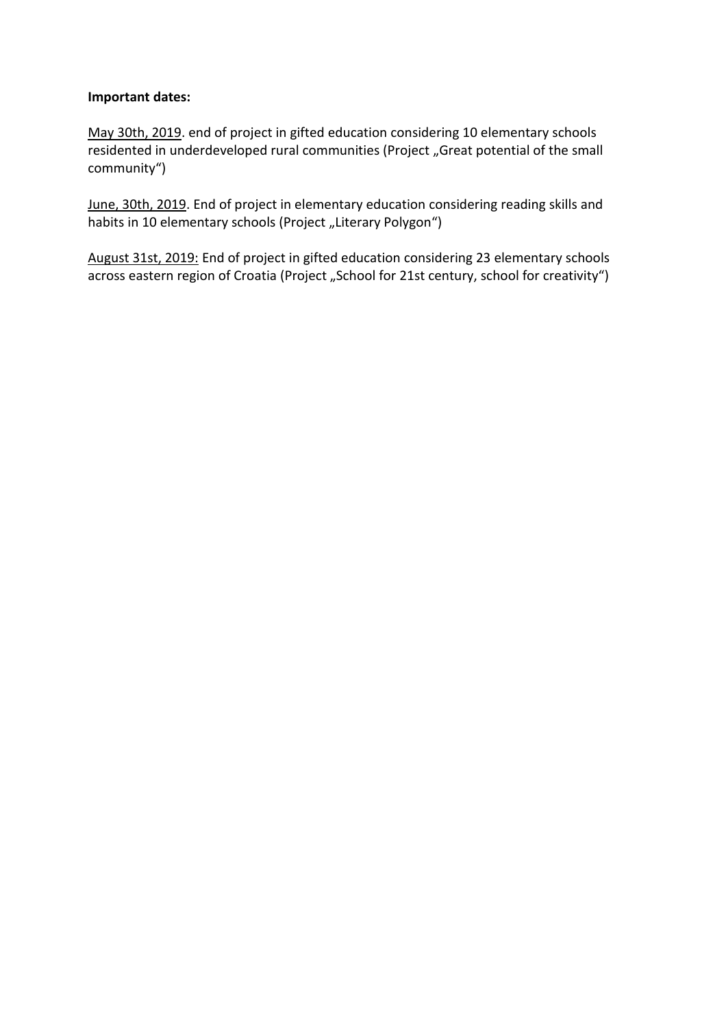**Important dates:**

May 30th, 2019. end of project in gifted education considering 10 elementary schools residented in underdeveloped rural communities (Project „Great potential of the small community")

June, 30th, 2019. End of project in elementary education considering reading skills and habits in 10 elementary schools (Project „Literary Polygon")

August 31st, 2019: End of project in gifted education considering 23 elementary schools across eastern region of Croatia (Project „School for 21st century, school for creativity")